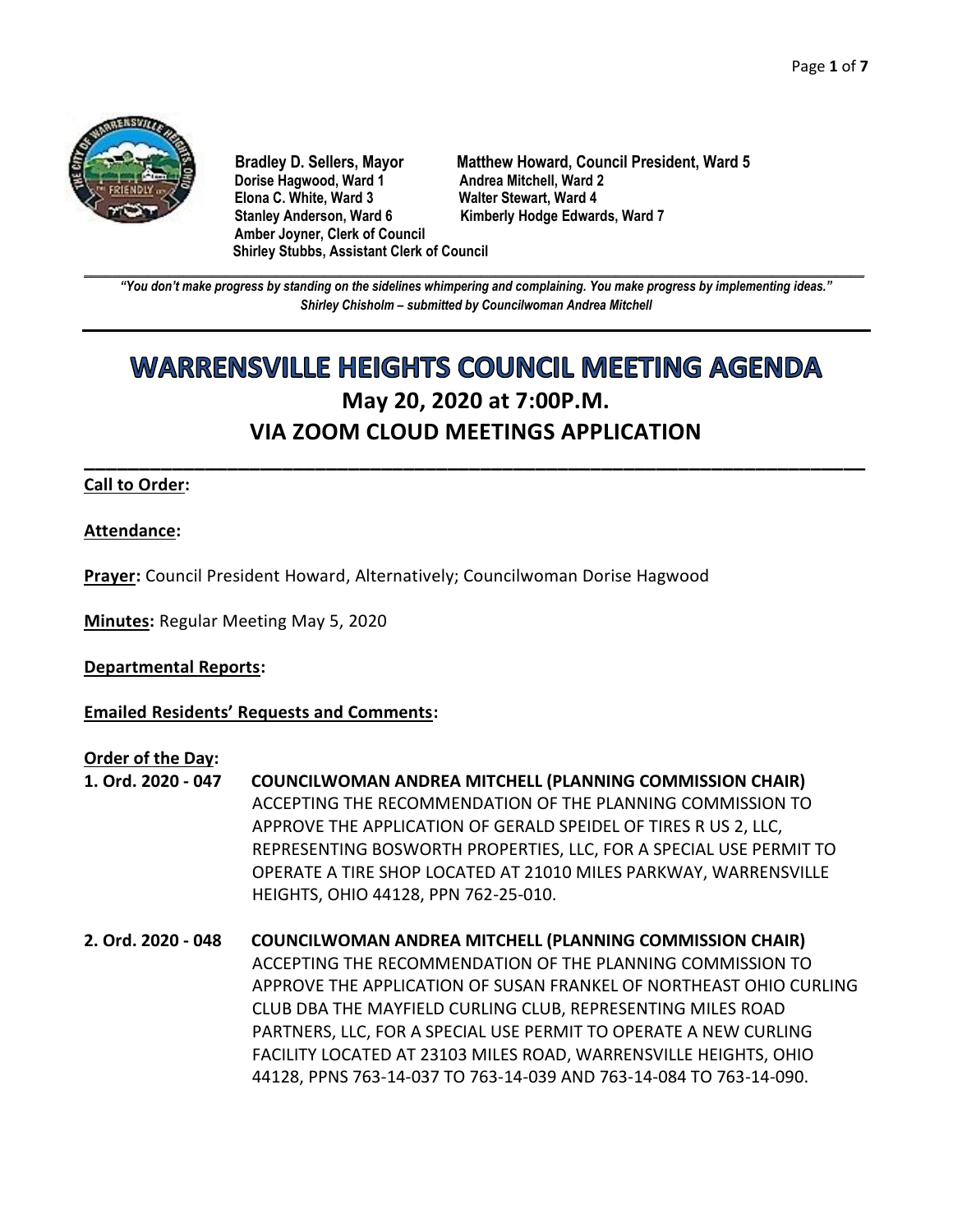**Bradley D. Sellers, Mayor**
**Matthew Howard, Council President, Ward 5**
**Dorise Hagwood, Ward 1**
**Andrea Mitchell, Ward 2**
**Elona C. White, Ward 3**
**Walter Stewart, Ward 4**
**Stanley Anderson, Ward 6**
**Kimberly Hodge Edwards, Ward 7**
**Amber Joyner, Clerk of Council**
**Shirley Stubbs, Assistant Clerk of Council**

---

***"You don't make progress by standing on the sidelines whimpering and complaining. You make progress by implementing ideas."***
***Shirley Chisholm – submitted by Councilwoman Andrea Mitchell***

---

# WARRENSVILLE HEIGHTS COUNCIL MEETING AGENDA

## May 20, 2020 at 7:00P.M.

## VIA ZOOM CLOUD MEETINGS APPLICATION

---

**Call to Order:**

**Attendance:**

**Prayer:** Council President Howard, Alternatively; Councilwoman Dorise Hagwood

**Minutes:** Regular Meeting May 5, 2020

**Departmental Reports:**

**Emailed Residents' Requests and Comments:**

**Order of the Day:**

**1. Ord. 2020 - 047** **COUNCILWOMAN ANDREA MITCHELL (PLANNING COMMISSION CHAIR)** ACCEPTING THE RECOMMENDATION OF THE PLANNING COMMISSION TO APPROVE THE APPLICATION OF GERALD SPEIDEL OF TIRES R US 2, LLC, REPRESENTING BOSWORTH PROPERTIES, LLC, FOR A SPECIAL USE PERMIT TO OPERATE A TIRE SHOP LOCATED AT 21010 MILES PARKWAY, WARRENSVILLE HEIGHTS, OHIO 44128, PPN 762-25-010.

**2. Ord. 2020 - 048** **COUNCILWOMAN ANDREA MITCHELL (PLANNING COMMISSION CHAIR)** ACCEPTING THE RECOMMENDATION OF THE PLANNING COMMISSION TO APPROVE THE APPLICATION OF SUSAN FRANKEL OF NORTHEAST OHIO CURLING CLUB DBA THE MAYFIELD CURLING CLUB, REPRESENTING MILES ROAD PARTNERS, LLC, FOR A SPECIAL USE PERMIT TO OPERATE A NEW CURLING FACILITY LOCATED AT 23103 MILES ROAD, WARRENSVILLE HEIGHTS, OHIO 44128, PPNS 763-14-037 TO 763-14-039 AND 763-14-084 TO 763-14-090.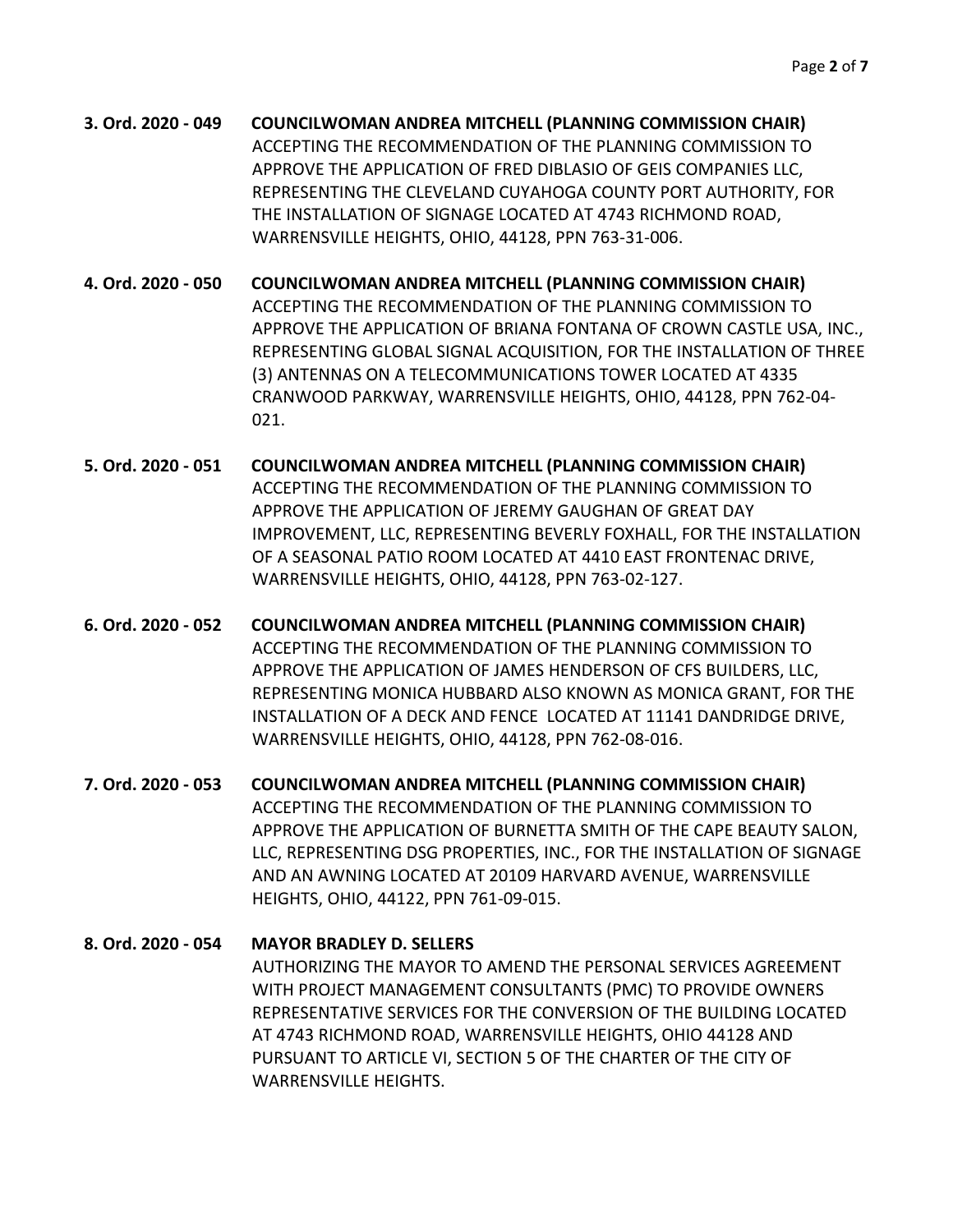**3. Ord. 2020 - 049** **COUNCILWOMAN ANDREA MITCHELL (PLANNING COMMISSION CHAIR)**
ACCEPTING THE RECOMMENDATION OF THE PLANNING COMMISSION TO APPROVE THE APPLICATION OF FRED DIBLASIO OF GEIS COMPANIES LLC, REPRESENTING THE CLEVELAND CUYAHOGA COUNTY PORT AUTHORITY, FOR THE INSTALLATION OF SIGNAGE LOCATED AT 4743 RICHMOND ROAD, WARRENSVILLE HEIGHTS, OHIO, 44128, PPN 763-31-006.

**4. Ord. 2020 - 050** **COUNCILWOMAN ANDREA MITCHELL (PLANNING COMMISSION CHAIR)**
ACCEPTING THE RECOMMENDATION OF THE PLANNING COMMISSION TO APPROVE THE APPLICATION OF BRIANA FONTANA OF CROWN CASTLE USA, INC., REPRESENTING GLOBAL SIGNAL ACQUISITION, FOR THE INSTALLATION OF THREE (3) ANTENNAS ON A TELECOMMUNICATIONS TOWER LOCATED AT 4335 CRANWOOD PARKWAY, WARRENSVILLE HEIGHTS, OHIO, 44128, PPN 762-04-021.

**5. Ord. 2020 - 051** **COUNCILWOMAN ANDREA MITCHELL (PLANNING COMMISSION CHAIR)**
ACCEPTING THE RECOMMENDATION OF THE PLANNING COMMISSION TO APPROVE THE APPLICATION OF JEREMY GAUGHAN OF GREAT DAY IMPROVEMENT, LLC, REPRESENTING BEVERLY FOXHALL, FOR THE INSTALLATION OF A SEASONAL PATIO ROOM LOCATED AT 4410 EAST FRONTENAC DRIVE, WARRENSVILLE HEIGHTS, OHIO, 44128, PPN 763-02-127.

**6. Ord. 2020 - 052** **COUNCILWOMAN ANDREA MITCHELL (PLANNING COMMISSION CHAIR)**
ACCEPTING THE RECOMMENDATION OF THE PLANNING COMMISSION TO APPROVE THE APPLICATION OF JAMES HENDERSON OF CFS BUILDERS, LLC, REPRESENTING MONICA HUBBARD ALSO KNOWN AS MONICA GRANT, FOR THE INSTALLATION OF A DECK AND FENCE LOCATED AT 11141 DANDRIDGE DRIVE, WARRENSVILLE HEIGHTS, OHIO, 44128, PPN 762-08-016.

**7. Ord. 2020 - 053** **COUNCILWOMAN ANDREA MITCHELL (PLANNING COMMISSION CHAIR)**
ACCEPTING THE RECOMMENDATION OF THE PLANNING COMMISSION TO APPROVE THE APPLICATION OF BURNETTA SMITH OF THE CAPE BEAUTY SALON, LLC, REPRESENTING DSG PROPERTIES, INC., FOR THE INSTALLATION OF SIGNAGE AND AN AWNING LOCATED AT 20109 HARVARD AVENUE, WARRENSVILLE HEIGHTS, OHIO, 44122, PPN 761-09-015.

**8. Ord. 2020 - 054** **MAYOR BRADLEY D. SELLERS**
AUTHORIZING THE MAYOR TO AMEND THE PERSONAL SERVICES AGREEMENT WITH PROJECT MANAGEMENT CONSULTANTS (PMC) TO PROVIDE OWNERS REPRESENTATIVE SERVICES FOR THE CONVERSION OF THE BUILDING LOCATED AT 4743 RICHMOND ROAD, WARRENSVILLE HEIGHTS, OHIO 44128 AND PURSUANT TO ARTICLE VI, SECTION 5 OF THE CHARTER OF THE CITY OF WARRENSVILLE HEIGHTS.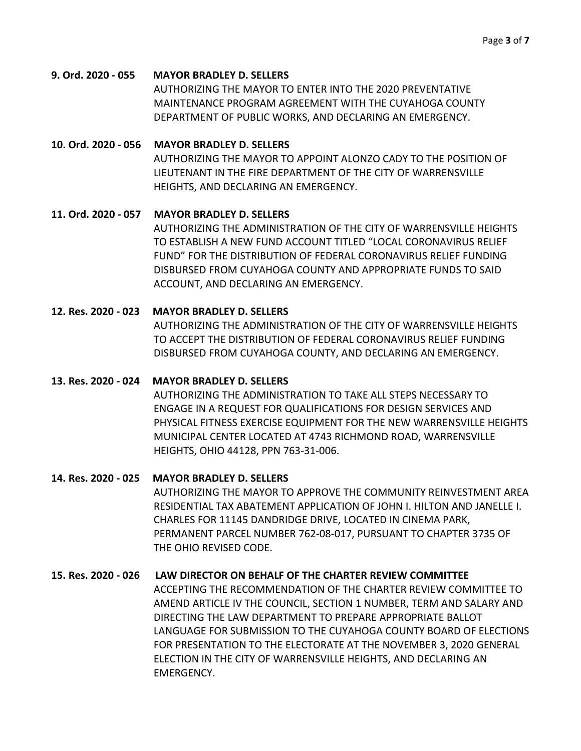**9. Ord. 2020 - 055 MAYOR BRADLEY D. SELLERS**

AUTHORIZING THE MAYOR TO ENTER INTO THE 2020 PREVENTATIVE MAINTENANCE PROGRAM AGREEMENT WITH THE CUYAHOGA COUNTY DEPARTMENT OF PUBLIC WORKS, AND DECLARING AN EMERGENCY.

**10. Ord. 2020 - 056 MAYOR BRADLEY D. SELLERS**

AUTHORIZING THE MAYOR TO APPOINT ALONZO CADY TO THE POSITION OF LIEUTENANT IN THE FIRE DEPARTMENT OF THE CITY OF WARRENSVILLE HEIGHTS, AND DECLARING AN EMERGENCY.

**11. Ord. 2020 - 057 MAYOR BRADLEY D. SELLERS**

AUTHORIZING THE ADMINISTRATION OF THE CITY OF WARRENSVILLE HEIGHTS TO ESTABLISH A NEW FUND ACCOUNT TITLED "LOCAL CORONAVIRUS RELIEF FUND" FOR THE DISTRIBUTION OF FEDERAL CORONAVIRUS RELIEF FUNDING DISBURSED FROM CUYAHOGA COUNTY AND APPROPRIATE FUNDS TO SAID ACCOUNT, AND DECLARING AN EMERGENCY.

**12. Res. 2020 - 023 MAYOR BRADLEY D. SELLERS**

AUTHORIZING THE ADMINISTRATION OF THE CITY OF WARRENSVILLE HEIGHTS TO ACCEPT THE DISTRIBUTION OF FEDERAL CORONAVIRUS RELIEF FUNDING DISBURSED FROM CUYAHOGA COUNTY, AND DECLARING AN EMERGENCY.

**13. Res. 2020 - 024 MAYOR BRADLEY D. SELLERS**

AUTHORIZING THE ADMINISTRATION TO TAKE ALL STEPS NECESSARY TO ENGAGE IN A REQUEST FOR QUALIFICATIONS FOR DESIGN SERVICES AND PHYSICAL FITNESS EXERCISE EQUIPMENT FOR THE NEW WARRENSVILLE HEIGHTS MUNICIPAL CENTER LOCATED AT 4743 RICHMOND ROAD, WARRENSVILLE HEIGHTS, OHIO 44128, PPN 763-31-006.

**14. Res. 2020 - 025 MAYOR BRADLEY D. SELLERS**

AUTHORIZING THE MAYOR TO APPROVE THE COMMUNITY REINVESTMENT AREA RESIDENTIAL TAX ABATEMENT APPLICATION OF JOHN I. HILTON AND JANELLE I. CHARLES FOR 11145 DANDRIDGE DRIVE, LOCATED IN CINEMA PARK, PERMANENT PARCEL NUMBER 762-08-017, PURSUANT TO CHAPTER 3735 OF THE OHIO REVISED CODE.

**15. Res. 2020 - 026 LAW DIRECTOR ON BEHALF OF THE CHARTER REVIEW COMMITTEE**

ACCEPTING THE RECOMMENDATION OF THE CHARTER REVIEW COMMITTEE TO AMEND ARTICLE IV THE COUNCIL, SECTION 1 NUMBER, TERM AND SALARY AND DIRECTING THE LAW DEPARTMENT TO PREPARE APPROPRIATE BALLOT LANGUAGE FOR SUBMISSION TO THE CUYAHOGA COUNTY BOARD OF ELECTIONS FOR PRESENTATION TO THE ELECTORATE AT THE NOVEMBER 3, 2020 GENERAL ELECTION IN THE CITY OF WARRENSVILLE HEIGHTS, AND DECLARING AN EMERGENCY.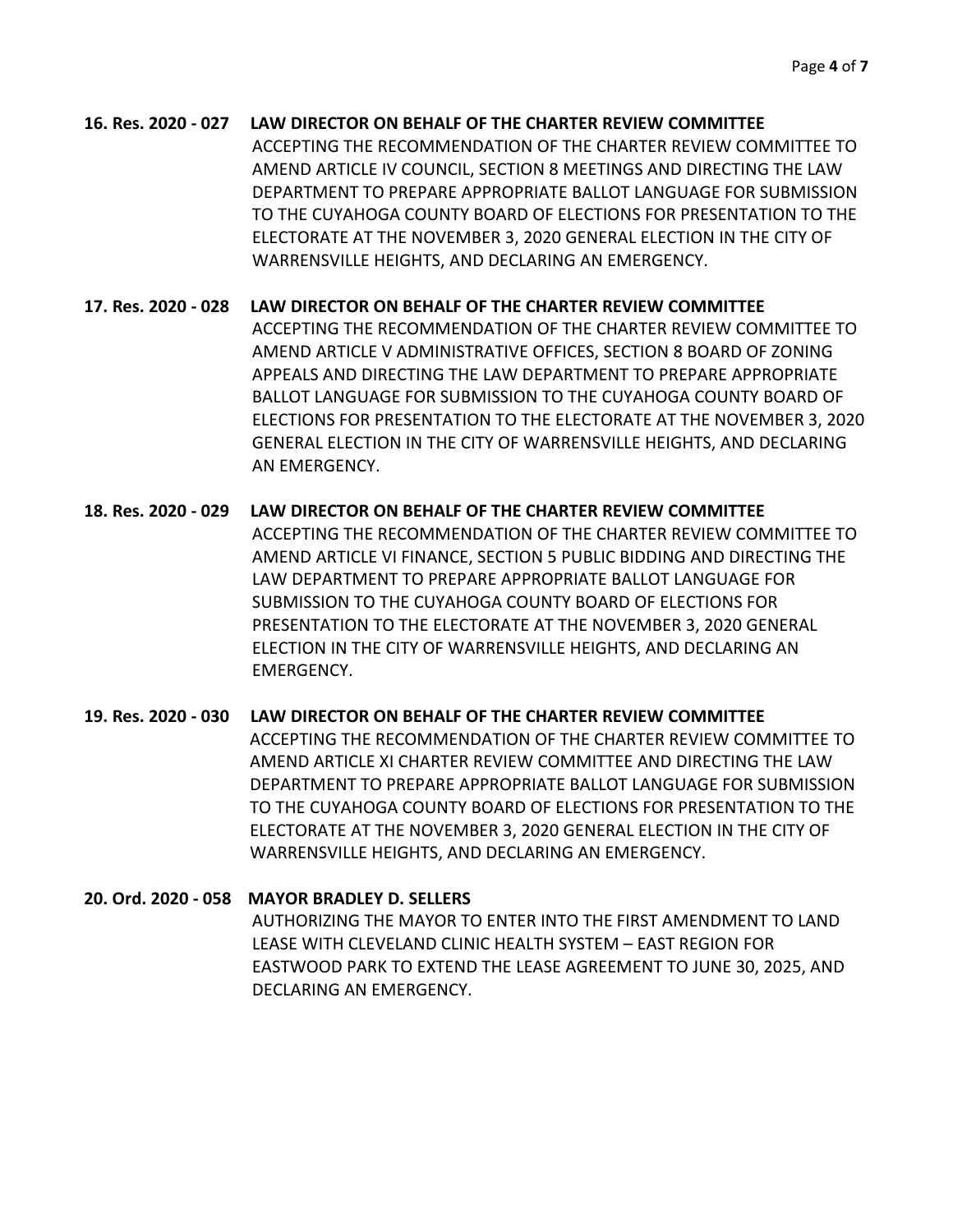**16. Res. 2020 - 027 LAW DIRECTOR ON BEHALF OF THE CHARTER REVIEW COMMITTEE**

ACCEPTING THE RECOMMENDATION OF THE CHARTER REVIEW COMMITTEE TO AMEND ARTICLE IV COUNCIL, SECTION 8 MEETINGS AND DIRECTING THE LAW DEPARTMENT TO PREPARE APPROPRIATE BALLOT LANGUAGE FOR SUBMISSION TO THE CUYAHOGA COUNTY BOARD OF ELECTIONS FOR PRESENTATION TO THE ELECTORATE AT THE NOVEMBER 3, 2020 GENERAL ELECTION IN THE CITY OF WARRENSVILLE HEIGHTS, AND DECLARING AN EMERGENCY.

**17. Res. 2020 - 028 LAW DIRECTOR ON BEHALF OF THE CHARTER REVIEW COMMITTEE**

ACCEPTING THE RECOMMENDATION OF THE CHARTER REVIEW COMMITTEE TO AMEND ARTICLE V ADMINISTRATIVE OFFICES, SECTION 8 BOARD OF ZONING APPEALS AND DIRECTING THE LAW DEPARTMENT TO PREPARE APPROPRIATE BALLOT LANGUAGE FOR SUBMISSION TO THE CUYAHOGA COUNTY BOARD OF ELECTIONS FOR PRESENTATION TO THE ELECTORATE AT THE NOVEMBER 3, 2020 GENERAL ELECTION IN THE CITY OF WARRENSVILLE HEIGHTS, AND DECLARING AN EMERGENCY.

**18. Res. 2020 - 029 LAW DIRECTOR ON BEHALF OF THE CHARTER REVIEW COMMITTEE**

ACCEPTING THE RECOMMENDATION OF THE CHARTER REVIEW COMMITTEE TO AMEND ARTICLE VI FINANCE, SECTION 5 PUBLIC BIDDING AND DIRECTING THE LAW DEPARTMENT TO PREPARE APPROPRIATE BALLOT LANGUAGE FOR SUBMISSION TO THE CUYAHOGA COUNTY BOARD OF ELECTIONS FOR PRESENTATION TO THE ELECTORATE AT THE NOVEMBER 3, 2020 GENERAL ELECTION IN THE CITY OF WARRENSVILLE HEIGHTS, AND DECLARING AN EMERGENCY.

**19. Res. 2020 - 030 LAW DIRECTOR ON BEHALF OF THE CHARTER REVIEW COMMITTEE**

ACCEPTING THE RECOMMENDATION OF THE CHARTER REVIEW COMMITTEE TO AMEND ARTICLE XI CHARTER REVIEW COMMITTEE AND DIRECTING THE LAW DEPARTMENT TO PREPARE APPROPRIATE BALLOT LANGUAGE FOR SUBMISSION TO THE CUYAHOGA COUNTY BOARD OF ELECTIONS FOR PRESENTATION TO THE ELECTORATE AT THE NOVEMBER 3, 2020 GENERAL ELECTION IN THE CITY OF WARRENSVILLE HEIGHTS, AND DECLARING AN EMERGENCY.

**20. Ord. 2020 - 058 MAYOR BRADLEY D. SELLERS**

AUTHORIZING THE MAYOR TO ENTER INTO THE FIRST AMENDMENT TO LAND LEASE WITH CLEVELAND CLINIC HEALTH SYSTEM – EAST REGION FOR EASTWOOD PARK TO EXTEND THE LEASE AGREEMENT TO JUNE 30, 2025, AND DECLARING AN EMERGENCY.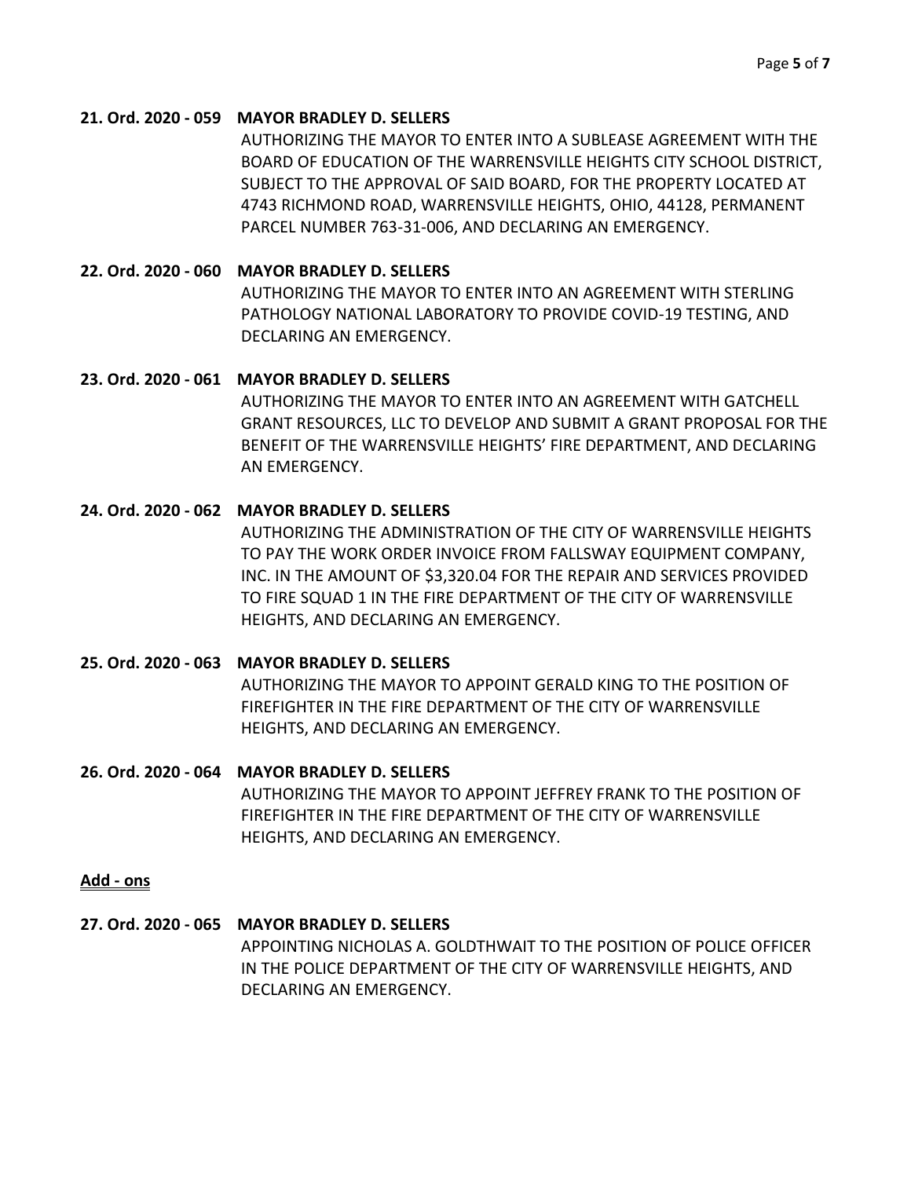**21. Ord. 2020 - 059 MAYOR BRADLEY D. SELLERS**

AUTHORIZING THE MAYOR TO ENTER INTO A SUBLEASE AGREEMENT WITH THE BOARD OF EDUCATION OF THE WARRENSVILLE HEIGHTS CITY SCHOOL DISTRICT, SUBJECT TO THE APPROVAL OF SAID BOARD, FOR THE PROPERTY LOCATED AT 4743 RICHMOND ROAD, WARRENSVILLE HEIGHTS, OHIO, 44128, PERMANENT PARCEL NUMBER 763-31-006, AND DECLARING AN EMERGENCY.

**22. Ord. 2020 - 060 MAYOR BRADLEY D. SELLERS**

AUTHORIZING THE MAYOR TO ENTER INTO AN AGREEMENT WITH STERLING PATHOLOGY NATIONAL LABORATORY TO PROVIDE COVID-19 TESTING, AND DECLARING AN EMERGENCY.

**23. Ord. 2020 - 061 MAYOR BRADLEY D. SELLERS**

AUTHORIZING THE MAYOR TO ENTER INTO AN AGREEMENT WITH GATCHELL GRANT RESOURCES, LLC TO DEVELOP AND SUBMIT A GRANT PROPOSAL FOR THE BENEFIT OF THE WARRENSVILLE HEIGHTS' FIRE DEPARTMENT, AND DECLARING AN EMERGENCY.

**24. Ord. 2020 - 062 MAYOR BRADLEY D. SELLERS**

AUTHORIZING THE ADMINISTRATION OF THE CITY OF WARRENSVILLE HEIGHTS TO PAY THE WORK ORDER INVOICE FROM FALLSWAY EQUIPMENT COMPANY, INC. IN THE AMOUNT OF $3,320.04 FOR THE REPAIR AND SERVICES PROVIDED TO FIRE SQUAD 1 IN THE FIRE DEPARTMENT OF THE CITY OF WARRENSVILLE HEIGHTS, AND DECLARING AN EMERGENCY.

**25. Ord. 2020 - 063 MAYOR BRADLEY D. SELLERS**

AUTHORIZING THE MAYOR TO APPOINT GERALD KING TO THE POSITION OF FIREFIGHTER IN THE FIRE DEPARTMENT OF THE CITY OF WARRENSVILLE HEIGHTS, AND DECLARING AN EMERGENCY.

**26. Ord. 2020 - 064 MAYOR BRADLEY D. SELLERS**

AUTHORIZING THE MAYOR TO APPOINT JEFFREY FRANK TO THE POSITION OF FIREFIGHTER IN THE FIRE DEPARTMENT OF THE CITY OF WARRENSVILLE HEIGHTS, AND DECLARING AN EMERGENCY.

**Add - ons**

**27. Ord. 2020 - 065 MAYOR BRADLEY D. SELLERS**

APPOINTING NICHOLAS A. GOLDTHWAIT TO THE POSITION OF POLICE OFFICER IN THE POLICE DEPARTMENT OF THE CITY OF WARRENSVILLE HEIGHTS, AND DECLARING AN EMERGENCY.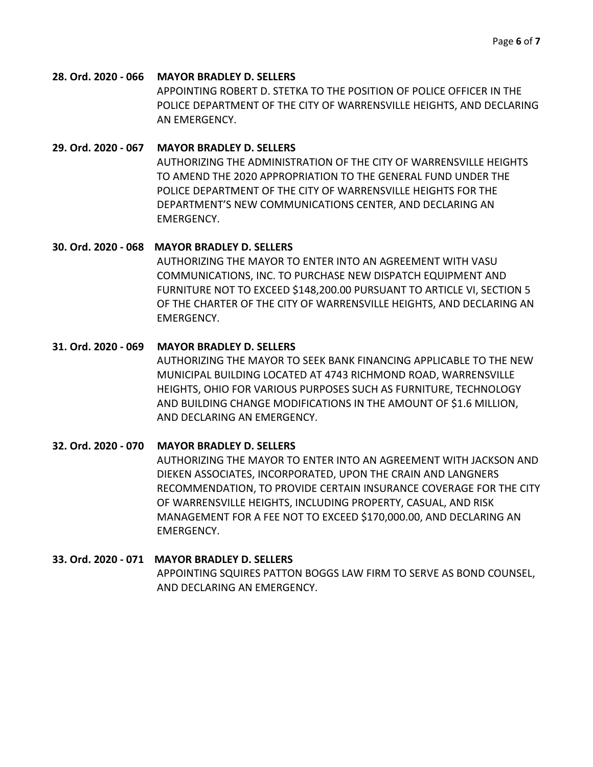**28. Ord. 2020 - 066 MAYOR BRADLEY D. SELLERS**

APPOINTING ROBERT D. STETKA TO THE POSITION OF POLICE OFFICER IN THE POLICE DEPARTMENT OF THE CITY OF WARRENSVILLE HEIGHTS, AND DECLARING AN EMERGENCY.

**29. Ord. 2020 - 067 MAYOR BRADLEY D. SELLERS**

AUTHORIZING THE ADMINISTRATION OF THE CITY OF WARRENSVILLE HEIGHTS TO AMEND THE 2020 APPROPRIATION TO THE GENERAL FUND UNDER THE POLICE DEPARTMENT OF THE CITY OF WARRENSVILLE HEIGHTS FOR THE DEPARTMENT'S NEW COMMUNICATIONS CENTER, AND DECLARING AN EMERGENCY.

**30. Ord. 2020 - 068 MAYOR BRADLEY D. SELLERS**

AUTHORIZING THE MAYOR TO ENTER INTO AN AGREEMENT WITH VASU COMMUNICATIONS, INC. TO PURCHASE NEW DISPATCH EQUIPMENT AND FURNITURE NOT TO EXCEED $148,200.00 PURSUANT TO ARTICLE VI, SECTION 5 OF THE CHARTER OF THE CITY OF WARRENSVILLE HEIGHTS, AND DECLARING AN EMERGENCY.

**31. Ord. 2020 - 069 MAYOR BRADLEY D. SELLERS**

AUTHORIZING THE MAYOR TO SEEK BANK FINANCING APPLICABLE TO THE NEW MUNICIPAL BUILDING LOCATED AT 4743 RICHMOND ROAD, WARRENSVILLE HEIGHTS, OHIO FOR VARIOUS PURPOSES SUCH AS FURNITURE, TECHNOLOGY AND BUILDING CHANGE MODIFICATIONS IN THE AMOUNT OF $1.6 MILLION, AND DECLARING AN EMERGENCY.

**32. Ord. 2020 - 070 MAYOR BRADLEY D. SELLERS**

AUTHORIZING THE MAYOR TO ENTER INTO AN AGREEMENT WITH JACKSON AND DIEKEN ASSOCIATES, INCORPORATED, UPON THE CRAIN AND LANGNERS RECOMMENDATION, TO PROVIDE CERTAIN INSURANCE COVERAGE FOR THE CITY OF WARRENSVILLE HEIGHTS, INCLUDING PROPERTY, CASUAL, AND RISK MANAGEMENT FOR A FEE NOT TO EXCEED $170,000.00, AND DECLARING AN EMERGENCY.

**33. Ord. 2020 - 071 MAYOR BRADLEY D. SELLERS**

APPOINTING SQUIRES PATTON BOGGS LAW FIRM TO SERVE AS BOND COUNSEL, AND DECLARING AN EMERGENCY.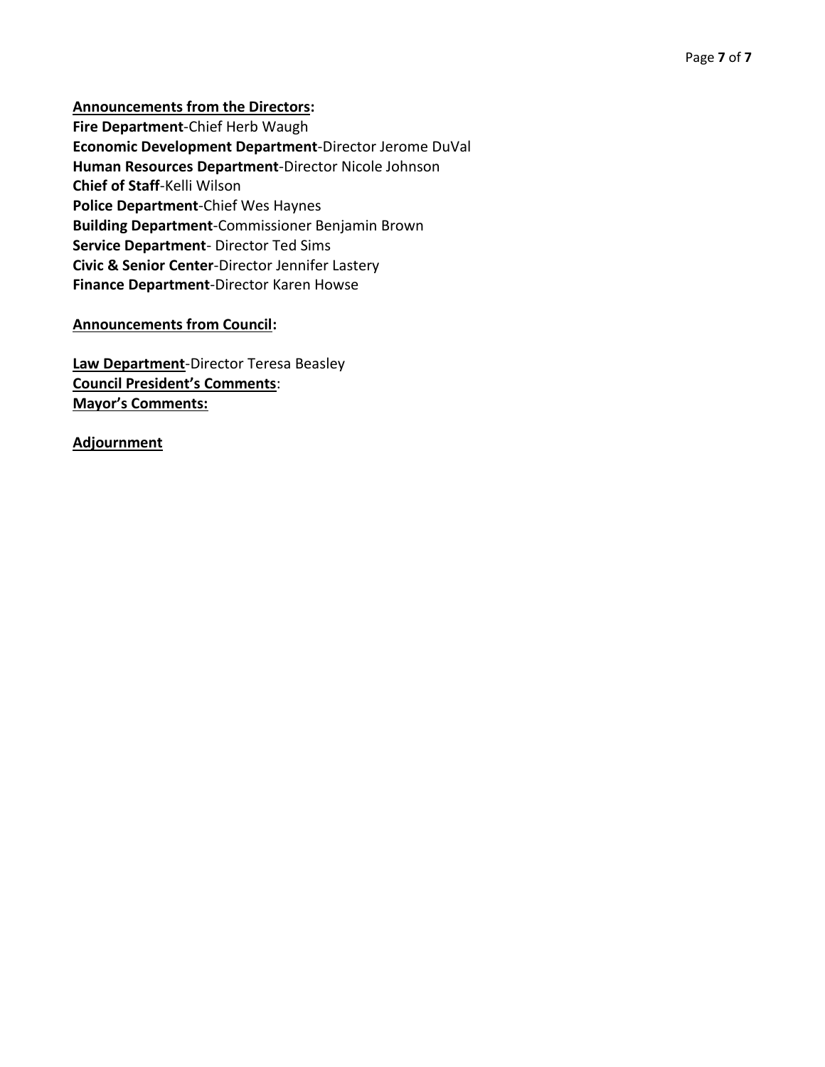**Announcements from the Directors:**

**Fire Department**-Chief Herb Waugh
**Economic Development Department**-Director Jerome DuVal
**Human Resources Department**-Director Nicole Johnson
**Chief of Staff**-Kelli Wilson
**Police Department**-Chief Wes Haynes
**Building Department**-Commissioner Benjamin Brown
**Service Department**- Director Ted Sims
**Civic & Senior Center**-Director Jennifer Lastery
**Finance Department**-Director Karen Howse

**Announcements from Council:**

**Law Department**-Director Teresa Beasley
**Council President's Comments**:
**Mayor's Comments:**

**Adjournment**